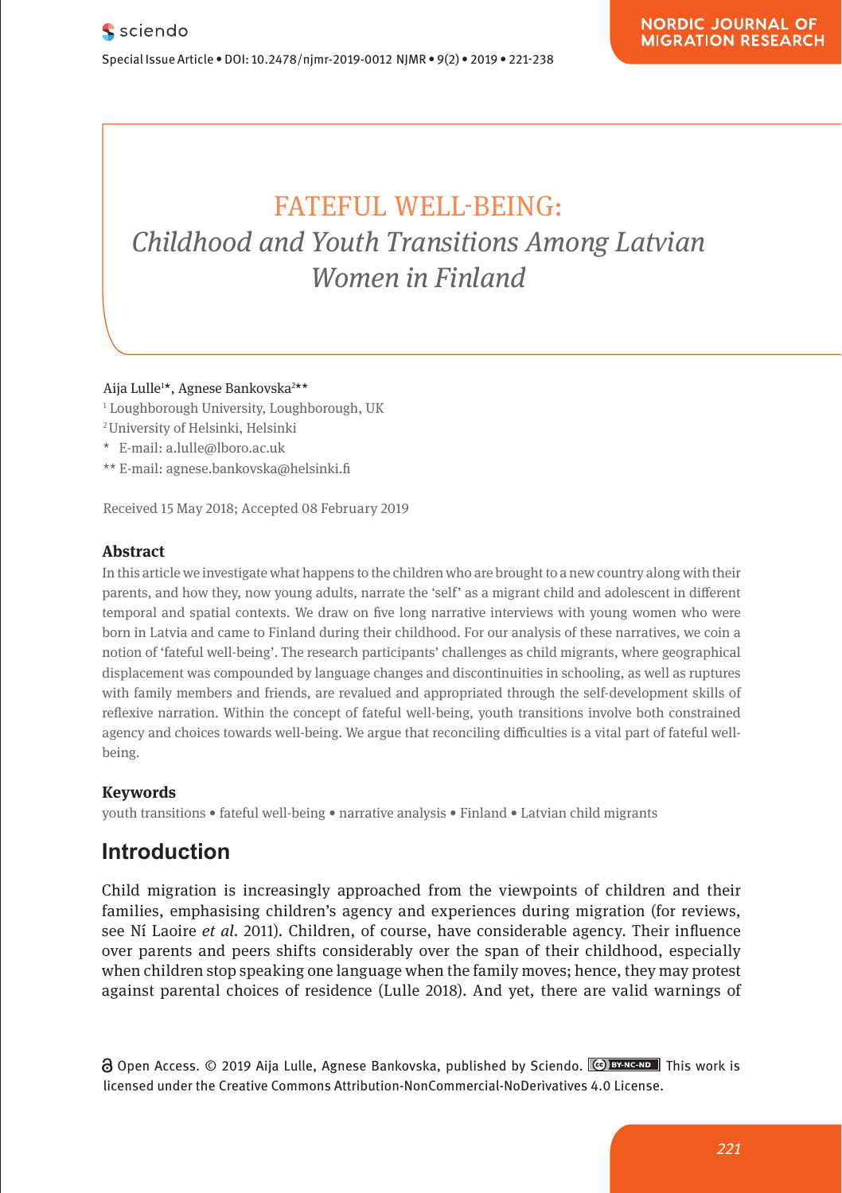# FATEFUL WELL-BEING:
## *Childhood and Youth Transitions Among Latvian Women in Finland*

Aija Lulle[1]*, Agnese Bankovska[2]**

[1] Loughborough University, Loughborough, UK

[2] University of Helsinki, Helsinki

* E-mail: a.lulle@lboro.ac.uk

** E-mail: agnese.bankovska@helsinki.fi

Received 15 May 2018; Accepted 08 February 2019

### Abstract

In this article we investigate what happens to the children who are brought to a new country along with their parents, and how they, now young adults, narrate the 'self' as a migrant child and adolescent in different temporal and spatial contexts. We draw on five long narrative interviews with young women who were born in Latvia and came to Finland during their childhood. For our analysis of these narratives, we coin a notion of 'fateful well-being'. The research participants' challenges as child migrants, where geographical displacement was compounded by language changes and discontinuities in schooling, as well as ruptures with family members and friends, are revalued and appropriated through the self-development skills of reflexive narration. Within the concept of fateful well-being, youth transitions involve both constrained agency and choices towards well-being. We argue that reconciling difficulties is a vital part of fateful well-being.

### Keywords

youth transitions • fateful well-being • narrative analysis • Finland • Latvian child migrants

## Introduction

Child migration is increasingly approached from the viewpoints of children and their families, emphasising children's agency and experiences during migration (for reviews, see Ní Laoire *et al*. 2011). Children, of course, have considerable agency. Their influence over parents and peers shifts considerably over the span of their childhood, especially when children stop speaking one language when the family moves; hence, they may protest against parental choices of residence (Lulle 2018). And yet, there are valid warnings of

Open Access. © 2019 Aija Lulle, Agnese Bankovska, published by Sciendo. This work is licensed under the Creative Commons Attribution-NonCommercial-NoDerivatives 4.0 License.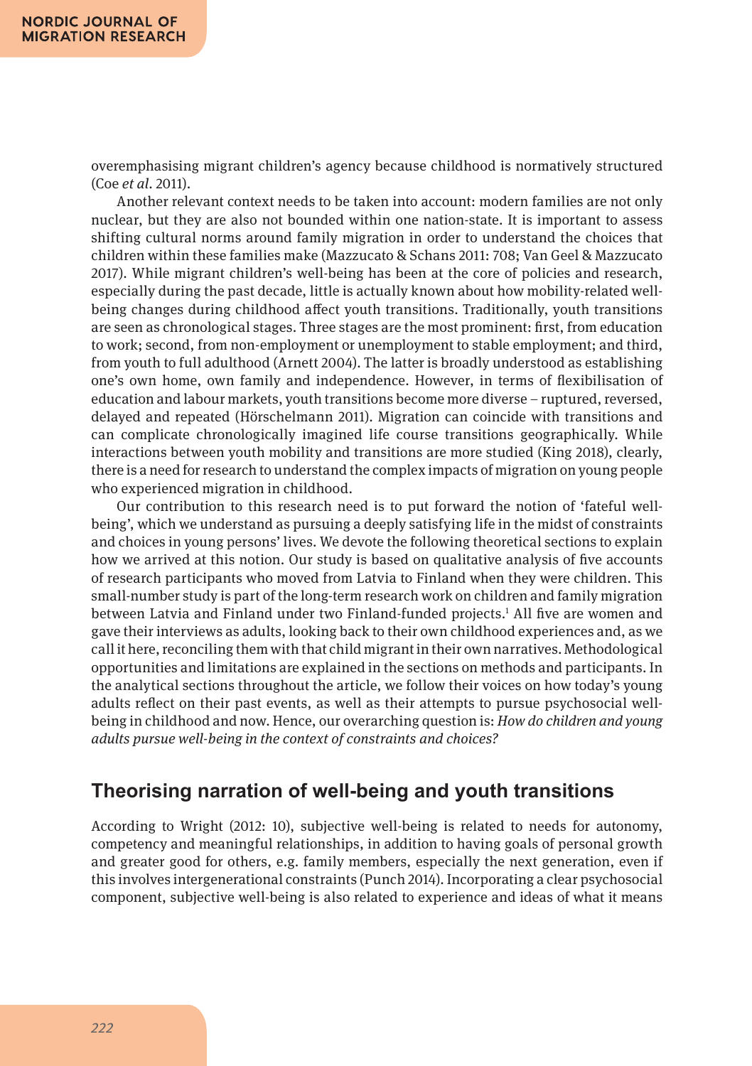overemphasising migrant children's agency because childhood is normatively structured (Coe *et al*. 2011).

Another relevant context needs to be taken into account: modern families are not only nuclear, but they are also not bounded within one nation-state. It is important to assess shifting cultural norms around family migration in order to understand the choices that children within these families make (Mazzucato & Schans 2011: 708; Van Geel & Mazzucato 2017). While migrant children's well-being has been at the core of policies and research, especially during the past decade, little is actually known about how mobility-related well-being changes during childhood affect youth transitions. Traditionally, youth transitions are seen as chronological stages. Three stages are the most prominent: first, from education to work; second, from non-employment or unemployment to stable employment; and third, from youth to full adulthood (Arnett 2004). The latter is broadly understood as establishing one's own home, own family and independence. However, in terms of flexibilisation of education and labour markets, youth transitions become more diverse – ruptured, reversed, delayed and repeated (Hörschelmann 2011). Migration can coincide with transitions and can complicate chronologically imagined life course transitions geographically. While interactions between youth mobility and transitions are more studied (King 2018), clearly, there is a need for research to understand the complex impacts of migration on young people who experienced migration in childhood.

Our contribution to this research need is to put forward the notion of 'fateful well-being', which we understand as pursuing a deeply satisfying life in the midst of constraints and choices in young persons' lives. We devote the following theoretical sections to explain how we arrived at this notion. Our study is based on qualitative analysis of five accounts of research participants who moved from Latvia to Finland when they were children. This small-number study is part of the long-term research work on children and family migration between Latvia and Finland under two Finland-funded projects.[1] All five are women and gave their interviews as adults, looking back to their own childhood experiences and, as we call it here, reconciling them with that child migrant in their own narratives. Methodological opportunities and limitations are explained in the sections on methods and participants. In the analytical sections throughout the article, we follow their voices on how today's young adults reflect on their past events, as well as their attempts to pursue psychosocial well-being in childhood and now. Hence, our overarching question is: *How do children and young adults pursue well-being in the context of constraints and choices?*

## Theorising narration of well-being and youth transitions

According to Wright (2012: 10), subjective well-being is related to needs for autonomy, competency and meaningful relationships, in addition to having goals of personal growth and greater good for others, e.g. family members, especially the next generation, even if this involves intergenerational constraints (Punch 2014). Incorporating a clear psychosocial component, subjective well-being is also related to experience and ideas of what it means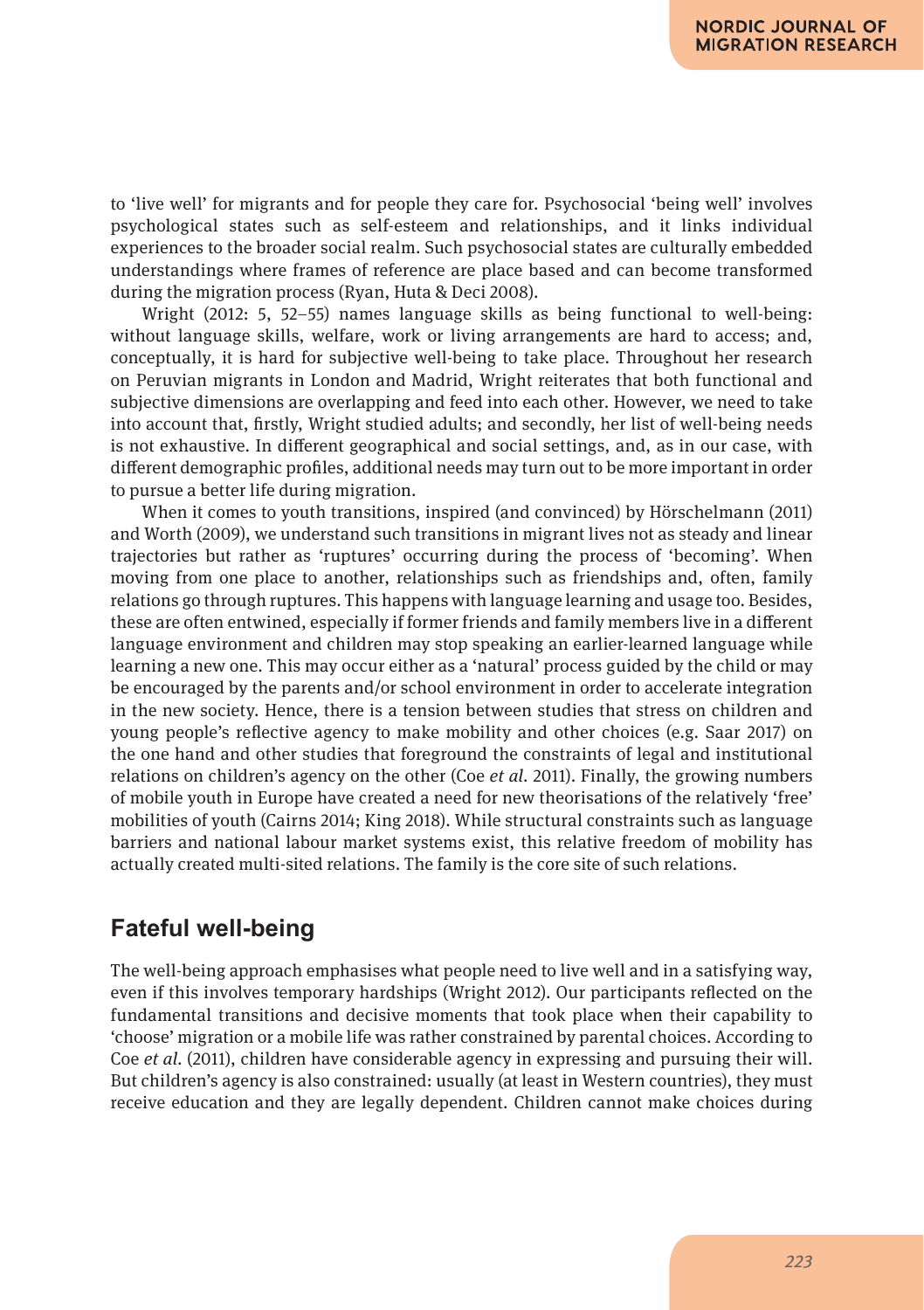to 'live well' for migrants and for people they care for. Psychosocial 'being well' involves psychological states such as self-esteem and relationships, and it links individual experiences to the broader social realm. Such psychosocial states are culturally embedded understandings where frames of reference are place based and can become transformed during the migration process (Ryan, Huta & Deci 2008).

Wright (2012: 5, 52–55) names language skills as being functional to well-being: without language skills, welfare, work or living arrangements are hard to access; and, conceptually, it is hard for subjective well-being to take place. Throughout her research on Peruvian migrants in London and Madrid, Wright reiterates that both functional and subjective dimensions are overlapping and feed into each other. However, we need to take into account that, firstly, Wright studied adults; and secondly, her list of well-being needs is not exhaustive. In different geographical and social settings, and, as in our case, with different demographic profiles, additional needs may turn out to be more important in order to pursue a better life during migration.

When it comes to youth transitions, inspired (and convinced) by Hörschelmann (2011) and Worth (2009), we understand such transitions in migrant lives not as steady and linear trajectories but rather as 'ruptures' occurring during the process of 'becoming'. When moving from one place to another, relationships such as friendships and, often, family relations go through ruptures. This happens with language learning and usage too. Besides, these are often entwined, especially if former friends and family members live in a different language environment and children may stop speaking an earlier-learned language while learning a new one. This may occur either as a 'natural' process guided by the child or may be encouraged by the parents and/or school environment in order to accelerate integration in the new society. Hence, there is a tension between studies that stress on children and young people's reflective agency to make mobility and other choices (e.g. Saar 2017) on the one hand and other studies that foreground the constraints of legal and institutional relations on children's agency on the other (Coe *et al.* 2011). Finally, the growing numbers of mobile youth in Europe have created a need for new theorisations of the relatively 'free' mobilities of youth (Cairns 2014; King 2018). While structural constraints such as language barriers and national labour market systems exist, this relative freedom of mobility has actually created multi-sited relations. The family is the core site of such relations.

## Fateful well-being

The well-being approach emphasises what people need to live well and in a satisfying way, even if this involves temporary hardships (Wright 2012). Our participants reflected on the fundamental transitions and decisive moments that took place when their capability to 'choose' migration or a mobile life was rather constrained by parental choices. According to Coe *et al.* (2011), children have considerable agency in expressing and pursuing their will. But children's agency is also constrained: usually (at least in Western countries), they must receive education and they are legally dependent. Children cannot make choices during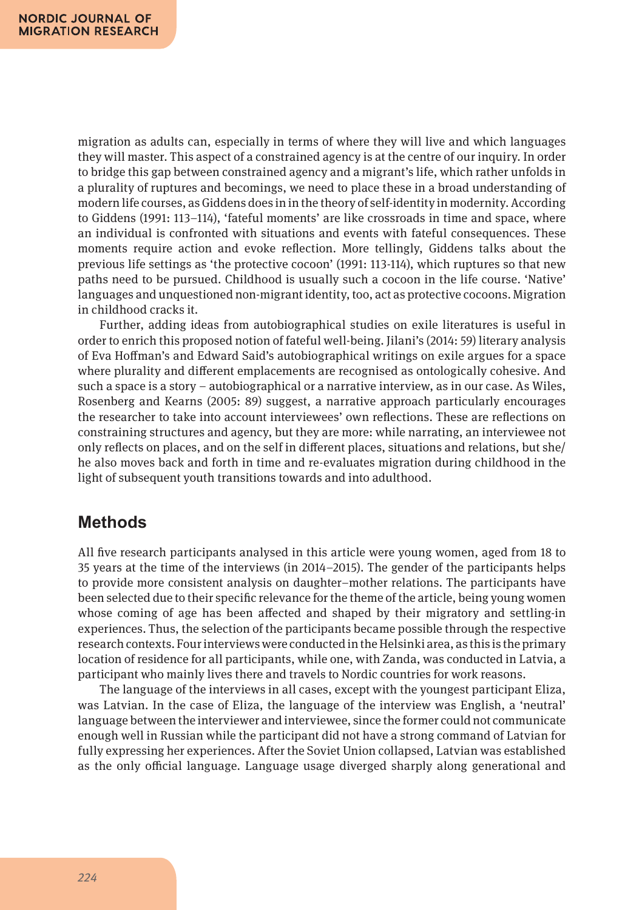migration as adults can, especially in terms of where they will live and which languages they will master. This aspect of a constrained agency is at the centre of our inquiry. In order to bridge this gap between constrained agency and a migrant's life, which rather unfolds in a plurality of ruptures and becomings, we need to place these in a broad understanding of modern life courses, as Giddens does in in the theory of self-identity in modernity. According to Giddens (1991: 113–114), 'fateful moments' are like crossroads in time and space, where an individual is confronted with situations and events with fateful consequences. These moments require action and evoke reflection. More tellingly, Giddens talks about the previous life settings as 'the protective cocoon' (1991: 113-114), which ruptures so that new paths need to be pursued. Childhood is usually such a cocoon in the life course. 'Native' languages and unquestioned non-migrant identity, too, act as protective cocoons. Migration in childhood cracks it.

Further, adding ideas from autobiographical studies on exile literatures is useful in order to enrich this proposed notion of fateful well-being. Jilani's (2014: 59) literary analysis of Eva Hoffman's and Edward Said's autobiographical writings on exile argues for a space where plurality and different emplacements are recognised as ontologically cohesive. And such a space is a story – autobiographical or a narrative interview, as in our case. As Wiles, Rosenberg and Kearns (2005: 89) suggest, a narrative approach particularly encourages the researcher to take into account interviewees' own reflections. These are reflections on constraining structures and agency, but they are more: while narrating, an interviewee not only reflects on places, and on the self in different places, situations and relations, but she/he also moves back and forth in time and re-evaluates migration during childhood in the light of subsequent youth transitions towards and into adulthood.

## Methods

All five research participants analysed in this article were young women, aged from 18 to 35 years at the time of the interviews (in 2014–2015). The gender of the participants helps to provide more consistent analysis on daughter–mother relations. The participants have been selected due to their specific relevance for the theme of the article, being young women whose coming of age has been affected and shaped by their migratory and settling-in experiences. Thus, the selection of the participants became possible through the respective research contexts. Four interviews were conducted in the Helsinki area, as this is the primary location of residence for all participants, while one, with Zanda, was conducted in Latvia, a participant who mainly lives there and travels to Nordic countries for work reasons.

The language of the interviews in all cases, except with the youngest participant Eliza, was Latvian. In the case of Eliza, the language of the interview was English, a 'neutral' language between the interviewer and interviewee, since the former could not communicate enough well in Russian while the participant did not have a strong command of Latvian for fully expressing her experiences. After the Soviet Union collapsed, Latvian was established as the only official language. Language usage diverged sharply along generational and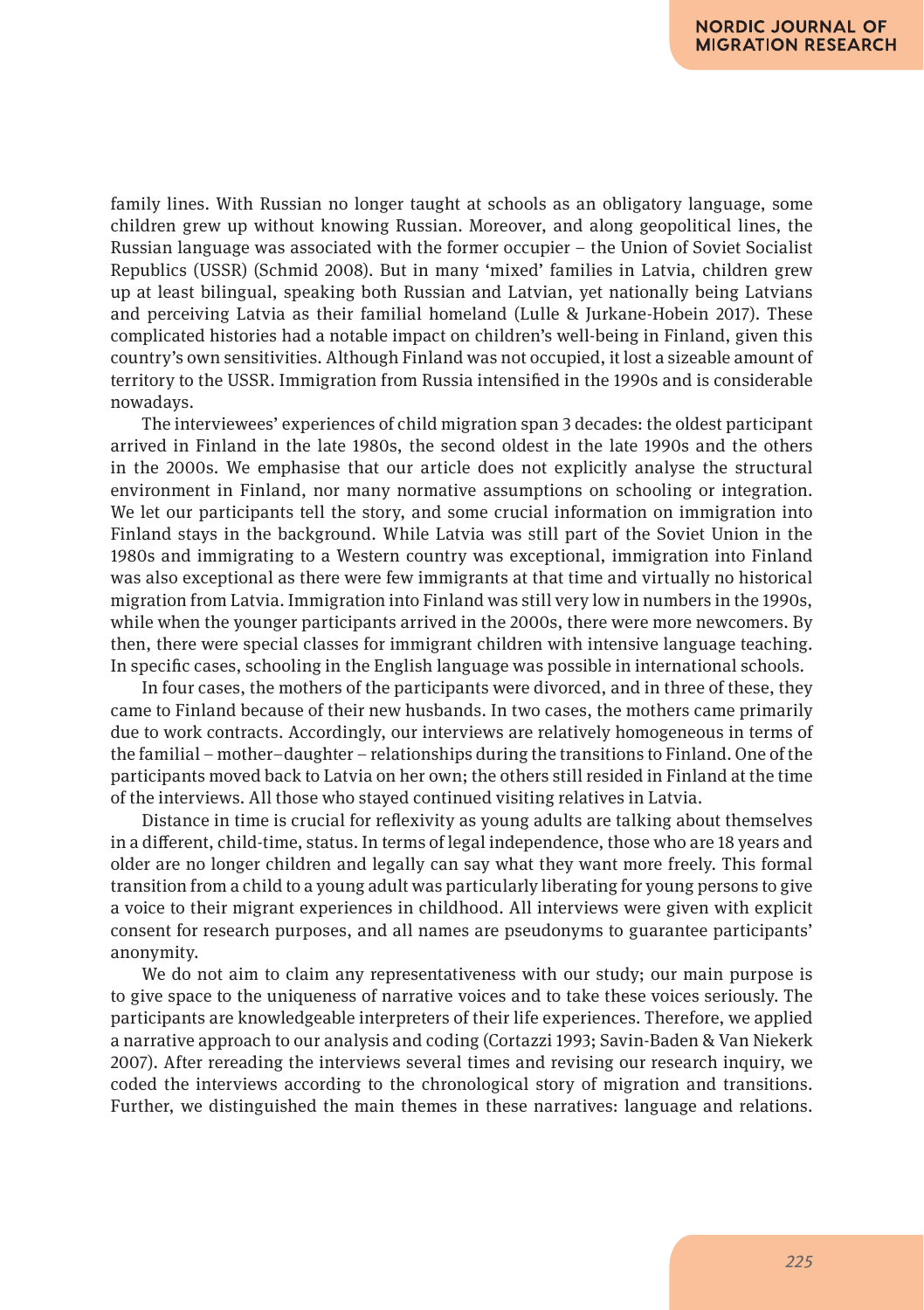family lines. With Russian no longer taught at schools as an obligatory language, some children grew up without knowing Russian. Moreover, and along geopolitical lines, the Russian language was associated with the former occupier – the Union of Soviet Socialist Republics (USSR) (Schmid 2008). But in many 'mixed' families in Latvia, children grew up at least bilingual, speaking both Russian and Latvian, yet nationally being Latvians and perceiving Latvia as their familial homeland (Lulle & Jurkane-Hobein 2017). These complicated histories had a notable impact on children's well-being in Finland, given this country's own sensitivities. Although Finland was not occupied, it lost a sizeable amount of territory to the USSR. Immigration from Russia intensified in the 1990s and is considerable nowadays.

The interviewees' experiences of child migration span 3 decades: the oldest participant arrived in Finland in the late 1980s, the second oldest in the late 1990s and the others in the 2000s. We emphasise that our article does not explicitly analyse the structural environment in Finland, nor many normative assumptions on schooling or integration. We let our participants tell the story, and some crucial information on immigration into Finland stays in the background. While Latvia was still part of the Soviet Union in the 1980s and immigrating to a Western country was exceptional, immigration into Finland was also exceptional as there were few immigrants at that time and virtually no historical migration from Latvia. Immigration into Finland was still very low in numbers in the 1990s, while when the younger participants arrived in the 2000s, there were more newcomers. By then, there were special classes for immigrant children with intensive language teaching. In specific cases, schooling in the English language was possible in international schools.

In four cases, the mothers of the participants were divorced, and in three of these, they came to Finland because of their new husbands. In two cases, the mothers came primarily due to work contracts. Accordingly, our interviews are relatively homogeneous in terms of the familial – mother–daughter – relationships during the transitions to Finland. One of the participants moved back to Latvia on her own; the others still resided in Finland at the time of the interviews. All those who stayed continued visiting relatives in Latvia.

Distance in time is crucial for reflexivity as young adults are talking about themselves in a different, child-time, status. In terms of legal independence, those who are 18 years and older are no longer children and legally can say what they want more freely. This formal transition from a child to a young adult was particularly liberating for young persons to give a voice to their migrant experiences in childhood. All interviews were given with explicit consent for research purposes, and all names are pseudonyms to guarantee participants' anonymity.

We do not aim to claim any representativeness with our study; our main purpose is to give space to the uniqueness of narrative voices and to take these voices seriously. The participants are knowledgeable interpreters of their life experiences. Therefore, we applied a narrative approach to our analysis and coding (Cortazzi 1993; Savin-Baden & Van Niekerk 2007). After rereading the interviews several times and revising our research inquiry, we coded the interviews according to the chronological story of migration and transitions. Further, we distinguished the main themes in these narratives: language and relations.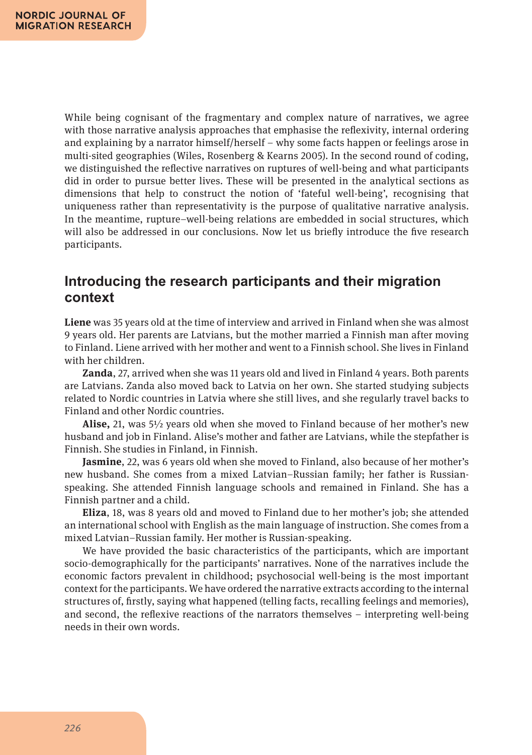While being cognisant of the fragmentary and complex nature of narratives, we agree with those narrative analysis approaches that emphasise the reflexivity, internal ordering and explaining by a narrator himself/herself – why some facts happen or feelings arose in multi-sited geographies (Wiles, Rosenberg & Kearns 2005). In the second round of coding, we distinguished the reflective narratives on ruptures of well-being and what participants did in order to pursue better lives. These will be presented in the analytical sections as dimensions that help to construct the notion of 'fateful well-being', recognising that uniqueness rather than representativity is the purpose of qualitative narrative analysis. In the meantime, rupture–well-being relations are embedded in social structures, which will also be addressed in our conclusions. Now let us briefly introduce the five research participants.

## Introducing the research participants and their migration context

**Liene** was 35 years old at the time of interview and arrived in Finland when she was almost 9 years old. Her parents are Latvians, but the mother married a Finnish man after moving to Finland. Liene arrived with her mother and went to a Finnish school. She lives in Finland with her children.

**Zanda**, 27, arrived when she was 11 years old and lived in Finland 4 years. Both parents are Latvians. Zanda also moved back to Latvia on her own. She started studying subjects related to Nordic countries in Latvia where she still lives, and she regularly travel backs to Finland and other Nordic countries.

**Alise,** 21, was 5½ years old when she moved to Finland because of her mother's new husband and job in Finland. Alise's mother and father are Latvians, while the stepfather is Finnish. She studies in Finland, in Finnish.

**Jasmine**, 22, was 6 years old when she moved to Finland, also because of her mother's new husband. She comes from a mixed Latvian–Russian family; her father is Russian-speaking. She attended Finnish language schools and remained in Finland. She has a Finnish partner and a child.

**Eliza**, 18, was 8 years old and moved to Finland due to her mother's job; she attended an international school with English as the main language of instruction. She comes from a mixed Latvian–Russian family. Her mother is Russian-speaking.

We have provided the basic characteristics of the participants, which are important socio-demographically for the participants' narratives. None of the narratives include the economic factors prevalent in childhood; psychosocial well-being is the most important context for the participants. We have ordered the narrative extracts according to the internal structures of, firstly, saying what happened (telling facts, recalling feelings and memories), and second, the reflexive reactions of the narrators themselves – interpreting well-being needs in their own words.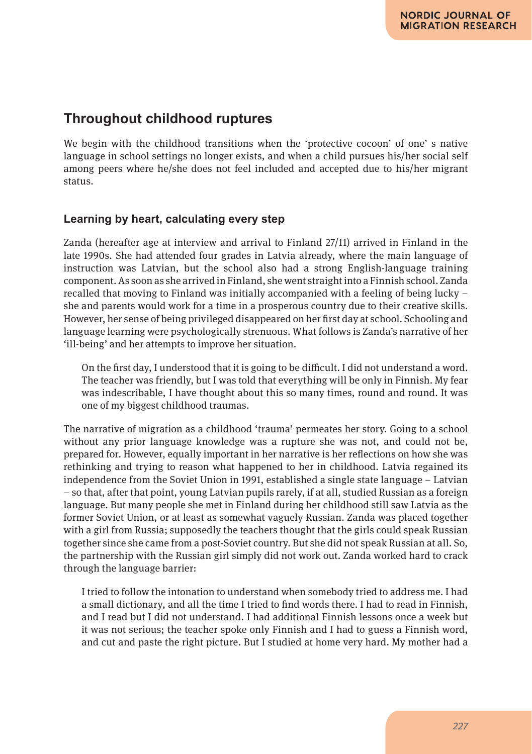## Throughout childhood ruptures

We begin with the childhood transitions when the 'protective cocoon' of one' s native language in school settings no longer exists, and when a child pursues his/her social self among peers where he/she does not feel included and accepted due to his/her migrant status.

### Learning by heart, calculating every step

Zanda (hereafter age at interview and arrival to Finland 27/11) arrived in Finland in the late 1990s. She had attended four grades in Latvia already, where the main language of instruction was Latvian, but the school also had a strong English-language training component. As soon as she arrived in Finland, she went straight into a Finnish school. Zanda recalled that moving to Finland was initially accompanied with a feeling of being lucky – she and parents would work for a time in a prosperous country due to their creative skills. However, her sense of being privileged disappeared on her first day at school. Schooling and language learning were psychologically strenuous. What follows is Zanda's narrative of her 'ill-being' and her attempts to improve her situation.

> On the first day, I understood that it is going to be difficult. I did not understand a word. The teacher was friendly, but I was told that everything will be only in Finnish. My fear was indescribable, I have thought about this so many times, round and round. It was one of my biggest childhood traumas.

The narrative of migration as a childhood 'trauma' permeates her story. Going to a school without any prior language knowledge was a rupture she was not, and could not be, prepared for. However, equally important in her narrative is her reflections on how she was rethinking and trying to reason what happened to her in childhood. Latvia regained its independence from the Soviet Union in 1991, established a single state language – Latvian – so that, after that point, young Latvian pupils rarely, if at all, studied Russian as a foreign language. But many people she met in Finland during her childhood still saw Latvia as the former Soviet Union, or at least as somewhat vaguely Russian. Zanda was placed together with a girl from Russia; supposedly the teachers thought that the girls could speak Russian together since she came from a post-Soviet country. But she did not speak Russian at all. So, the partnership with the Russian girl simply did not work out. Zanda worked hard to crack through the language barrier:

> I tried to follow the intonation to understand when somebody tried to address me. I had a small dictionary, and all the time I tried to find words there. I had to read in Finnish, and I read but I did not understand. I had additional Finnish lessons once a week but it was not serious; the teacher spoke only Finnish and I had to guess a Finnish word, and cut and paste the right picture. But I studied at home very hard. My mother had a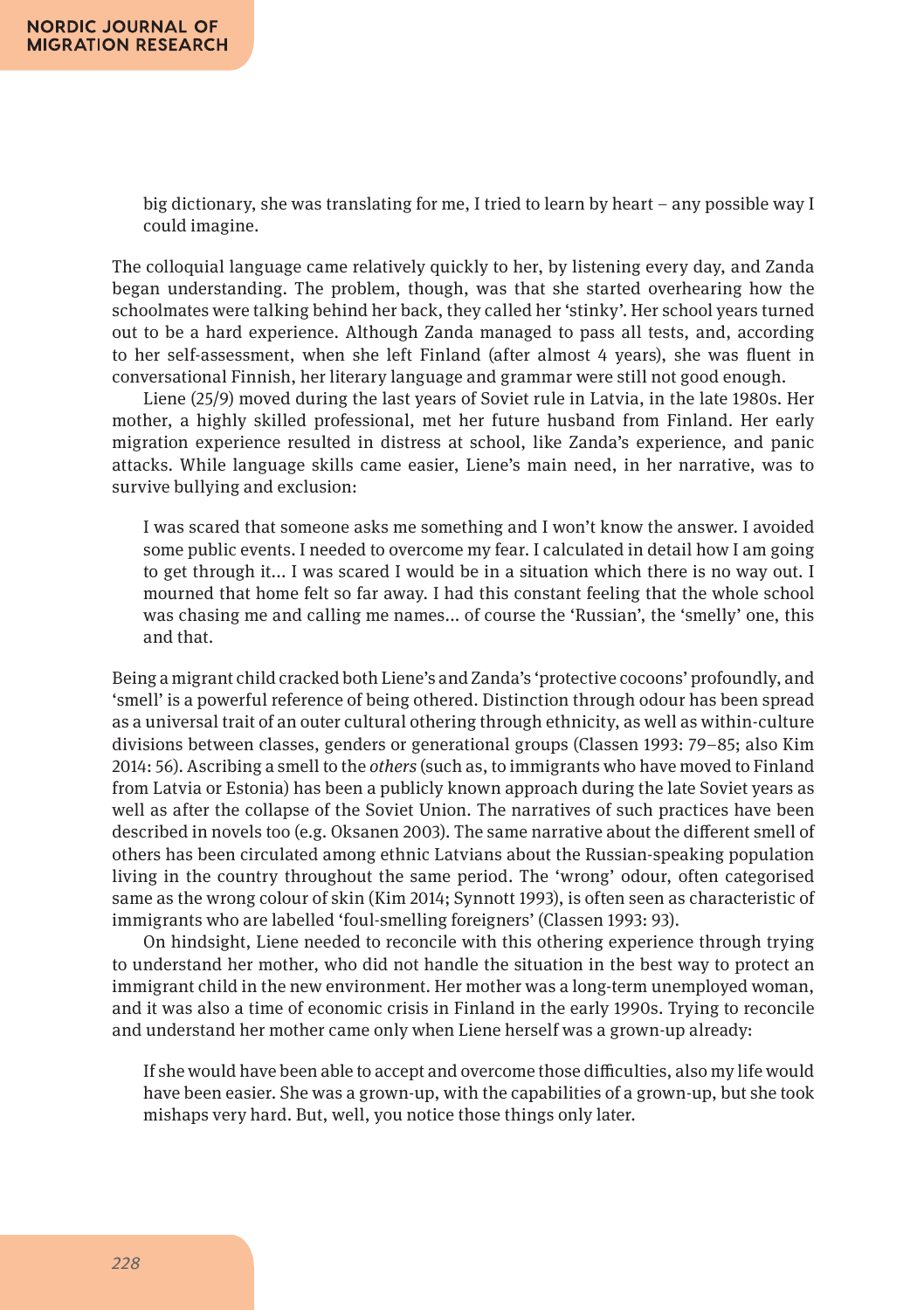> big dictionary, she was translating for me, I tried to learn by heart – any possible way I could imagine.

The colloquial language came relatively quickly to her, by listening every day, and Zanda began understanding. The problem, though, was that she started overhearing how the schoolmates were talking behind her back, they called her 'stinky'. Her school years turned out to be a hard experience. Although Zanda managed to pass all tests, and, according to her self-assessment, when she left Finland (after almost 4 years), she was fluent in conversational Finnish, her literary language and grammar were still not good enough.

Liene (25/9) moved during the last years of Soviet rule in Latvia, in the late 1980s. Her mother, a highly skilled professional, met her future husband from Finland. Her early migration experience resulted in distress at school, like Zanda's experience, and panic attacks. While language skills came easier, Liene's main need, in her narrative, was to survive bullying and exclusion:

> I was scared that someone asks me something and I won't know the answer. I avoided some public events. I needed to overcome my fear. I calculated in detail how I am going to get through it... I was scared I would be in a situation which there is no way out. I mourned that home felt so far away. I had this constant feeling that the whole school was chasing me and calling me names... of course the 'Russian', the 'smelly' one, this and that.

Being a migrant child cracked both Liene's and Zanda's 'protective cocoons' profoundly, and 'smell' is a powerful reference of being othered. Distinction through odour has been spread as a universal trait of an outer cultural othering through ethnicity, as well as within-culture divisions between classes, genders or generational groups (Classen 1993: 79–85; also Kim 2014: 56). Ascribing a smell to the *others* (such as, to immigrants who have moved to Finland from Latvia or Estonia) has been a publicly known approach during the late Soviet years as well as after the collapse of the Soviet Union. The narratives of such practices have been described in novels too (e.g. Oksanen 2003). The same narrative about the different smell of others has been circulated among ethnic Latvians about the Russian-speaking population living in the country throughout the same period. The 'wrong' odour, often categorised same as the wrong colour of skin (Kim 2014; Synnott 1993), is often seen as characteristic of immigrants who are labelled 'foul-smelling foreigners' (Classen 1993: 93).

On hindsight, Liene needed to reconcile with this othering experience through trying to understand her mother, who did not handle the situation in the best way to protect an immigrant child in the new environment. Her mother was a long-term unemployed woman, and it was also a time of economic crisis in Finland in the early 1990s. Trying to reconcile and understand her mother came only when Liene herself was a grown-up already:

> If she would have been able to accept and overcome those difficulties, also my life would have been easier. She was a grown-up, with the capabilities of a grown-up, but she took mishaps very hard. But, well, you notice those things only later.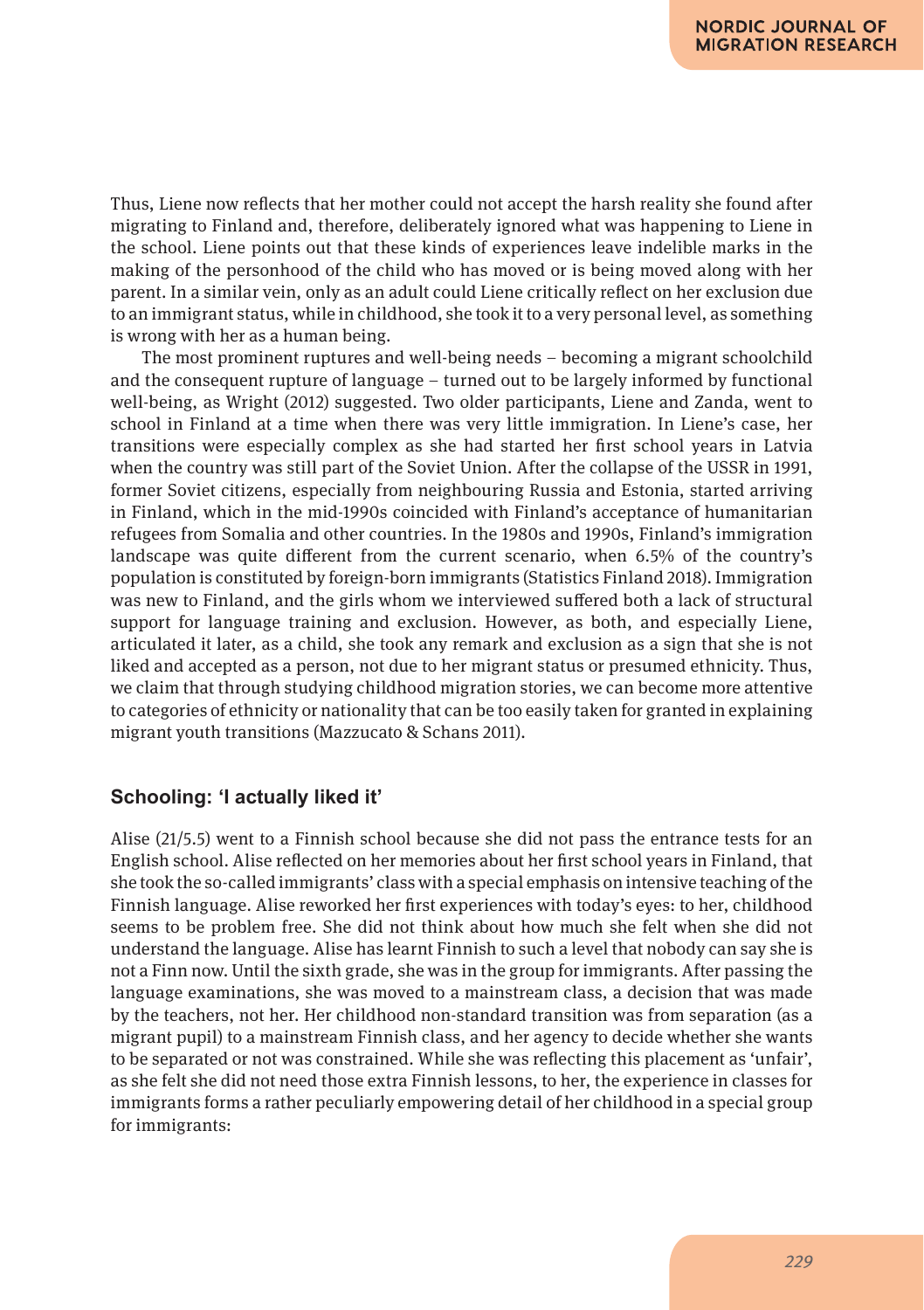Thus, Liene now reflects that her mother could not accept the harsh reality she found after migrating to Finland and, therefore, deliberately ignored what was happening to Liene in the school. Liene points out that these kinds of experiences leave indelible marks in the making of the personhood of the child who has moved or is being moved along with her parent. In a similar vein, only as an adult could Liene critically reflect on her exclusion due to an immigrant status, while in childhood, she took it to a very personal level, as something is wrong with her as a human being.

The most prominent ruptures and well-being needs – becoming a migrant schoolchild and the consequent rupture of language – turned out to be largely informed by functional well-being, as Wright (2012) suggested. Two older participants, Liene and Zanda, went to school in Finland at a time when there was very little immigration. In Liene's case, her transitions were especially complex as she had started her first school years in Latvia when the country was still part of the Soviet Union. After the collapse of the USSR in 1991, former Soviet citizens, especially from neighbouring Russia and Estonia, started arriving in Finland, which in the mid-1990s coincided with Finland's acceptance of humanitarian refugees from Somalia and other countries. In the 1980s and 1990s, Finland's immigration landscape was quite different from the current scenario, when 6.5% of the country's population is constituted by foreign-born immigrants (Statistics Finland 2018). Immigration was new to Finland, and the girls whom we interviewed suffered both a lack of structural support for language training and exclusion. However, as both, and especially Liene, articulated it later, as a child, she took any remark and exclusion as a sign that she is not liked and accepted as a person, not due to her migrant status or presumed ethnicity. Thus, we claim that through studying childhood migration stories, we can become more attentive to categories of ethnicity or nationality that can be too easily taken for granted in explaining migrant youth transitions (Mazzucato & Schans 2011).

## Schooling: 'I actually liked it'

Alise (21/5.5) went to a Finnish school because she did not pass the entrance tests for an English school. Alise reflected on her memories about her first school years in Finland, that she took the so-called immigrants' class with a special emphasis on intensive teaching of the Finnish language. Alise reworked her first experiences with today's eyes: to her, childhood seems to be problem free. She did not think about how much she felt when she did not understand the language. Alise has learnt Finnish to such a level that nobody can say she is not a Finn now. Until the sixth grade, she was in the group for immigrants. After passing the language examinations, she was moved to a mainstream class, a decision that was made by the teachers, not her. Her childhood non-standard transition was from separation (as a migrant pupil) to a mainstream Finnish class, and her agency to decide whether she wants to be separated or not was constrained. While she was reflecting this placement as 'unfair', as she felt she did not need those extra Finnish lessons, to her, the experience in classes for immigrants forms a rather peculiarly empowering detail of her childhood in a special group for immigrants: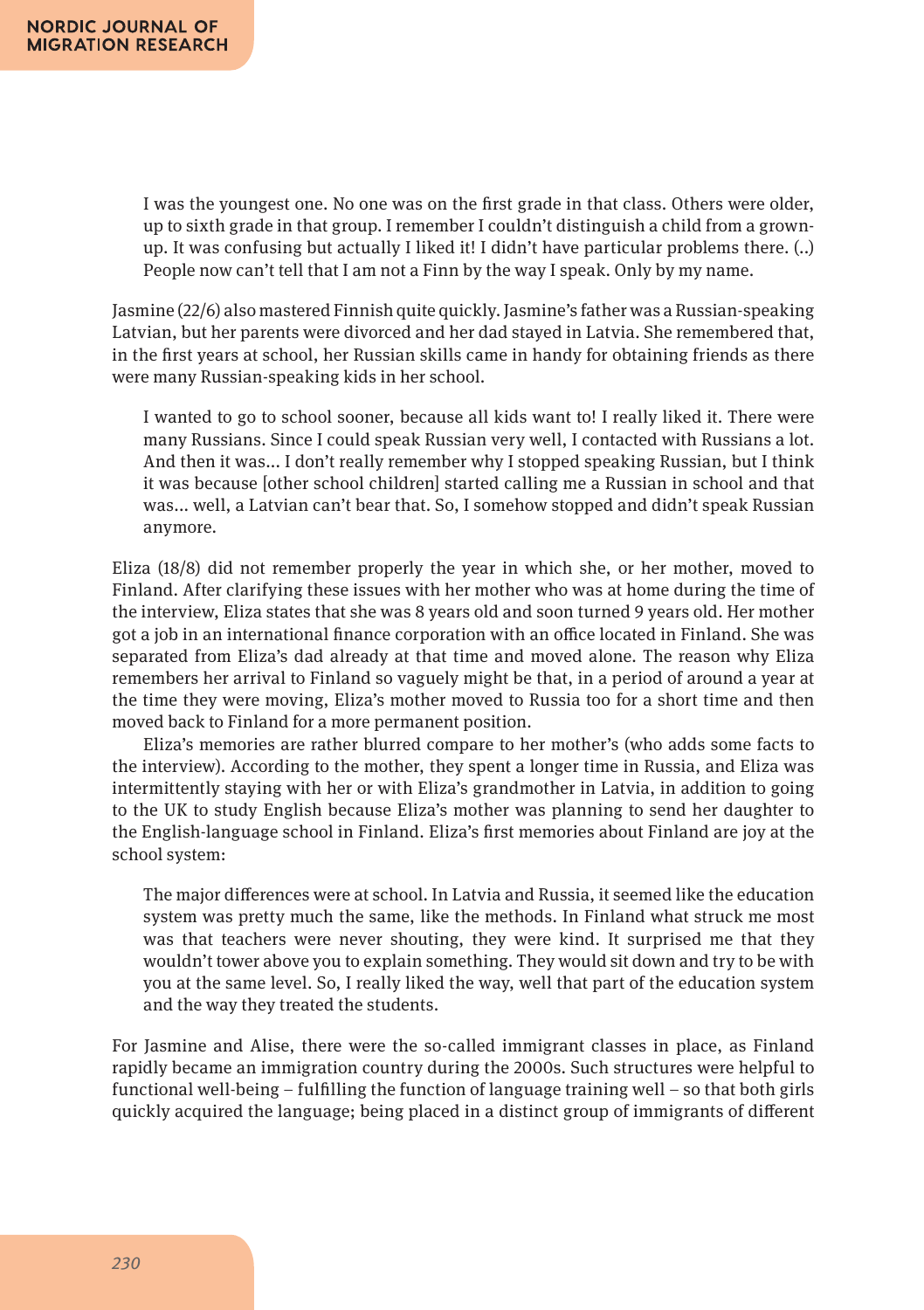> I was the youngest one. No one was on the first grade in that class. Others were older, up to sixth grade in that group. I remember I couldn't distinguish a child from a grown-up. It was confusing but actually I liked it! I didn't have particular problems there. (..) People now can't tell that I am not a Finn by the way I speak. Only by my name.

Jasmine (22/6) also mastered Finnish quite quickly. Jasmine's father was a Russian-speaking Latvian, but her parents were divorced and her dad stayed in Latvia. She remembered that, in the first years at school, her Russian skills came in handy for obtaining friends as there were many Russian-speaking kids in her school.

> I wanted to go to school sooner, because all kids want to! I really liked it. There were many Russians. Since I could speak Russian very well, I contacted with Russians a lot. And then it was... I don't really remember why I stopped speaking Russian, but I think it was because [other school children] started calling me a Russian in school and that was... well, a Latvian can't bear that. So, I somehow stopped and didn't speak Russian anymore.

Eliza (18/8) did not remember properly the year in which she, or her mother, moved to Finland. After clarifying these issues with her mother who was at home during the time of the interview, Eliza states that she was 8 years old and soon turned 9 years old. Her mother got a job in an international finance corporation with an office located in Finland. She was separated from Eliza's dad already at that time and moved alone. The reason why Eliza remembers her arrival to Finland so vaguely might be that, in a period of around a year at the time they were moving, Eliza's mother moved to Russia too for a short time and then moved back to Finland for a more permanent position.

Eliza's memories are rather blurred compare to her mother's (who adds some facts to the interview). According to the mother, they spent a longer time in Russia, and Eliza was intermittently staying with her or with Eliza's grandmother in Latvia, in addition to going to the UK to study English because Eliza's mother was planning to send her daughter to the English-language school in Finland. Eliza's first memories about Finland are joy at the school system:

> The major differences were at school. In Latvia and Russia, it seemed like the education system was pretty much the same, like the methods. In Finland what struck me most was that teachers were never shouting, they were kind. It surprised me that they wouldn't tower above you to explain something. They would sit down and try to be with you at the same level. So, I really liked the way, well that part of the education system and the way they treated the students.

For Jasmine and Alise, there were the so-called immigrant classes in place, as Finland rapidly became an immigration country during the 2000s. Such structures were helpful to functional well-being – fulfilling the function of language training well – so that both girls quickly acquired the language; being placed in a distinct group of immigrants of different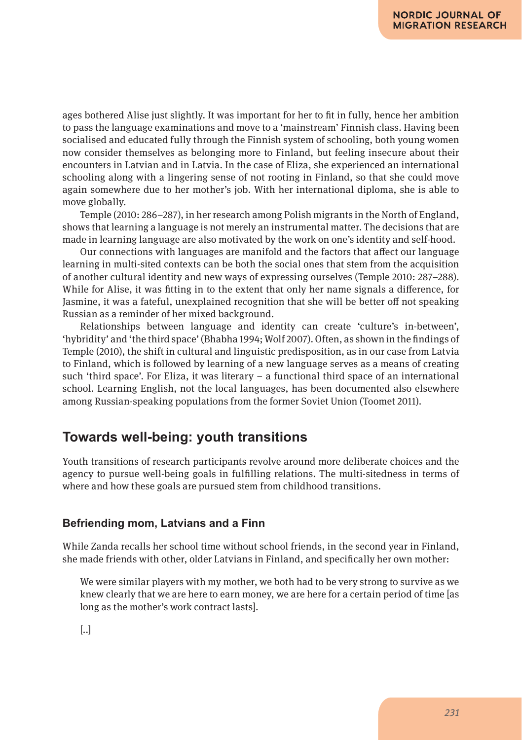ages bothered Alise just slightly. It was important for her to fit in fully, hence her ambition to pass the language examinations and move to a 'mainstream' Finnish class. Having been socialised and educated fully through the Finnish system of schooling, both young women now consider themselves as belonging more to Finland, but feeling insecure about their encounters in Latvian and in Latvia. In the case of Eliza, she experienced an international schooling along with a lingering sense of not rooting in Finland, so that she could move again somewhere due to her mother's job. With her international diploma, she is able to move globally.

Temple (2010: 286–287), in her research among Polish migrants in the North of England, shows that learning a language is not merely an instrumental matter. The decisions that are made in learning language are also motivated by the work on one's identity and self-hood.

Our connections with languages are manifold and the factors that affect our language learning in multi-sited contexts can be both the social ones that stem from the acquisition of another cultural identity and new ways of expressing ourselves (Temple 2010: 287–288). While for Alise, it was fitting in to the extent that only her name signals a difference, for Jasmine, it was a fateful, unexplained recognition that she will be better off not speaking Russian as a reminder of her mixed background.

Relationships between language and identity can create 'culture's in-between', 'hybridity' and 'the third space' (Bhabha 1994; Wolf 2007). Often, as shown in the findings of Temple (2010), the shift in cultural and linguistic predisposition, as in our case from Latvia to Finland, which is followed by learning of a new language serves as a means of creating such 'third space'. For Eliza, it was literary – a functional third space of an international school. Learning English, not the local languages, has been documented also elsewhere among Russian-speaking populations from the former Soviet Union (Toomet 2011).

## Towards well-being: youth transitions

Youth transitions of research participants revolve around more deliberate choices and the agency to pursue well-being goals in fulfilling relations. The multi-sitedness in terms of where and how these goals are pursued stem from childhood transitions.

### Befriending mom, Latvians and a Finn

While Zanda recalls her school time without school friends, in the second year in Finland, she made friends with other, older Latvians in Finland, and specifically her own mother:

> We were similar players with my mother, we both had to be very strong to survive as we knew clearly that we are here to earn money, we are here for a certain period of time [as long as the mother's work contract lasts].
>
> [..]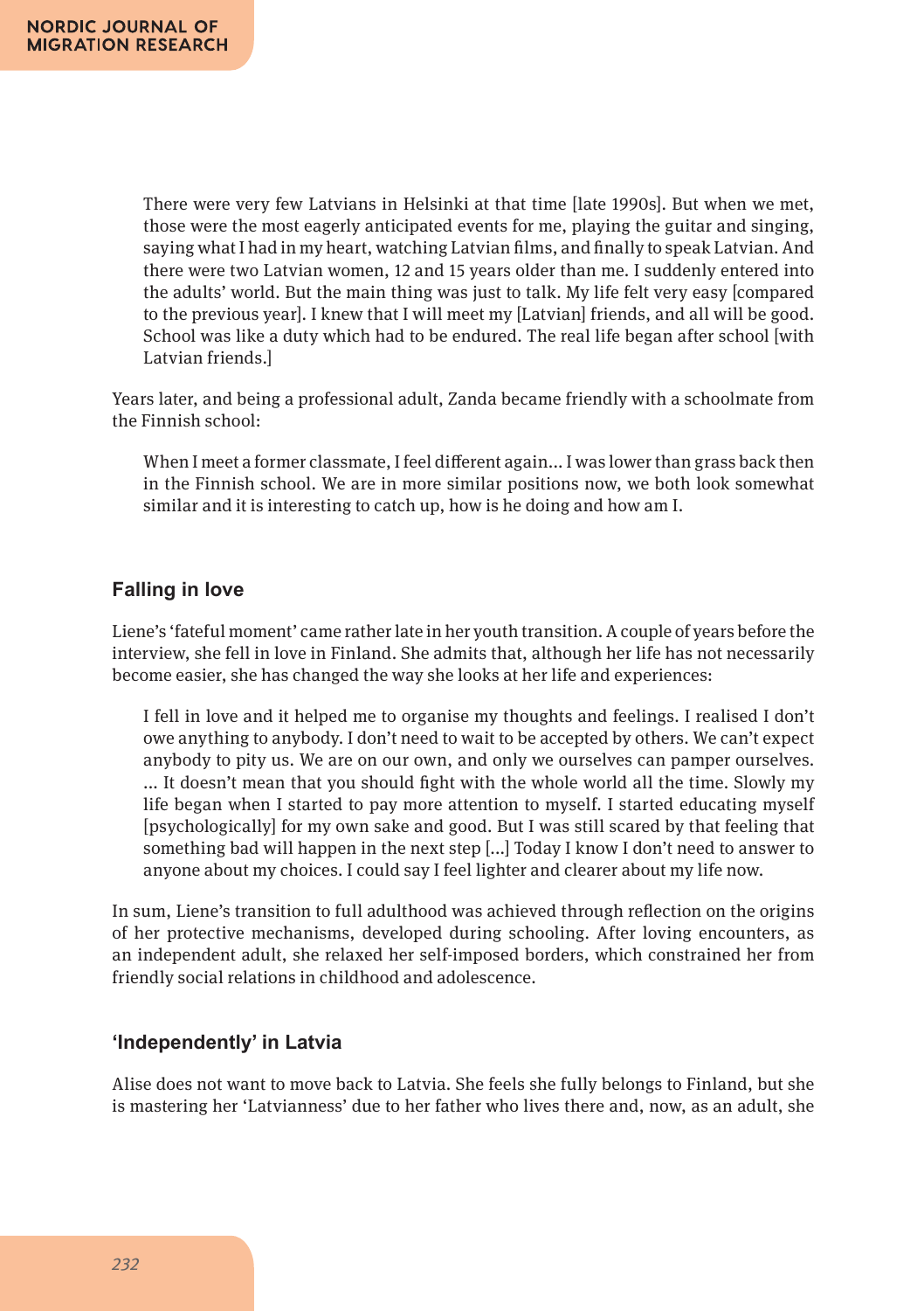> There were very few Latvians in Helsinki at that time [late 1990s]. But when we met, those were the most eagerly anticipated events for me, playing the guitar and singing, saying what I had in my heart, watching Latvian films, and finally to speak Latvian. And there were two Latvian women, 12 and 15 years older than me. I suddenly entered into the adults' world. But the main thing was just to talk. My life felt very easy [compared to the previous year]. I knew that I will meet my [Latvian] friends, and all will be good. School was like a duty which had to be endured. The real life began after school [with Latvian friends.]

Years later, and being a professional adult, Zanda became friendly with a schoolmate from the Finnish school:

> When I meet a former classmate, I feel different again... I was lower than grass back then in the Finnish school. We are in more similar positions now, we both look somewhat similar and it is interesting to catch up, how is he doing and how am I.

### Falling in love

Liene's 'fateful moment' came rather late in her youth transition. A couple of years before the interview, she fell in love in Finland. She admits that, although her life has not necessarily become easier, she has changed the way she looks at her life and experiences:

> I fell in love and it helped me to organise my thoughts and feelings. I realised I don't owe anything to anybody. I don't need to wait to be accepted by others. We can't expect anybody to pity us. We are on our own, and only we ourselves can pamper ourselves. ... It doesn't mean that you should fight with the whole world all the time. Slowly my life began when I started to pay more attention to myself. I started educating myself [psychologically] for my own sake and good. But I was still scared by that feeling that something bad will happen in the next step [...] Today I know I don't need to answer to anyone about my choices. I could say I feel lighter and clearer about my life now.

In sum, Liene's transition to full adulthood was achieved through reflection on the origins of her protective mechanisms, developed during schooling. After loving encounters, as an independent adult, she relaxed her self-imposed borders, which constrained her from friendly social relations in childhood and adolescence.

### 'Independently' in Latvia

Alise does not want to move back to Latvia. She feels she fully belongs to Finland, but she is mastering her 'Latvianness' due to her father who lives there and, now, as an adult, she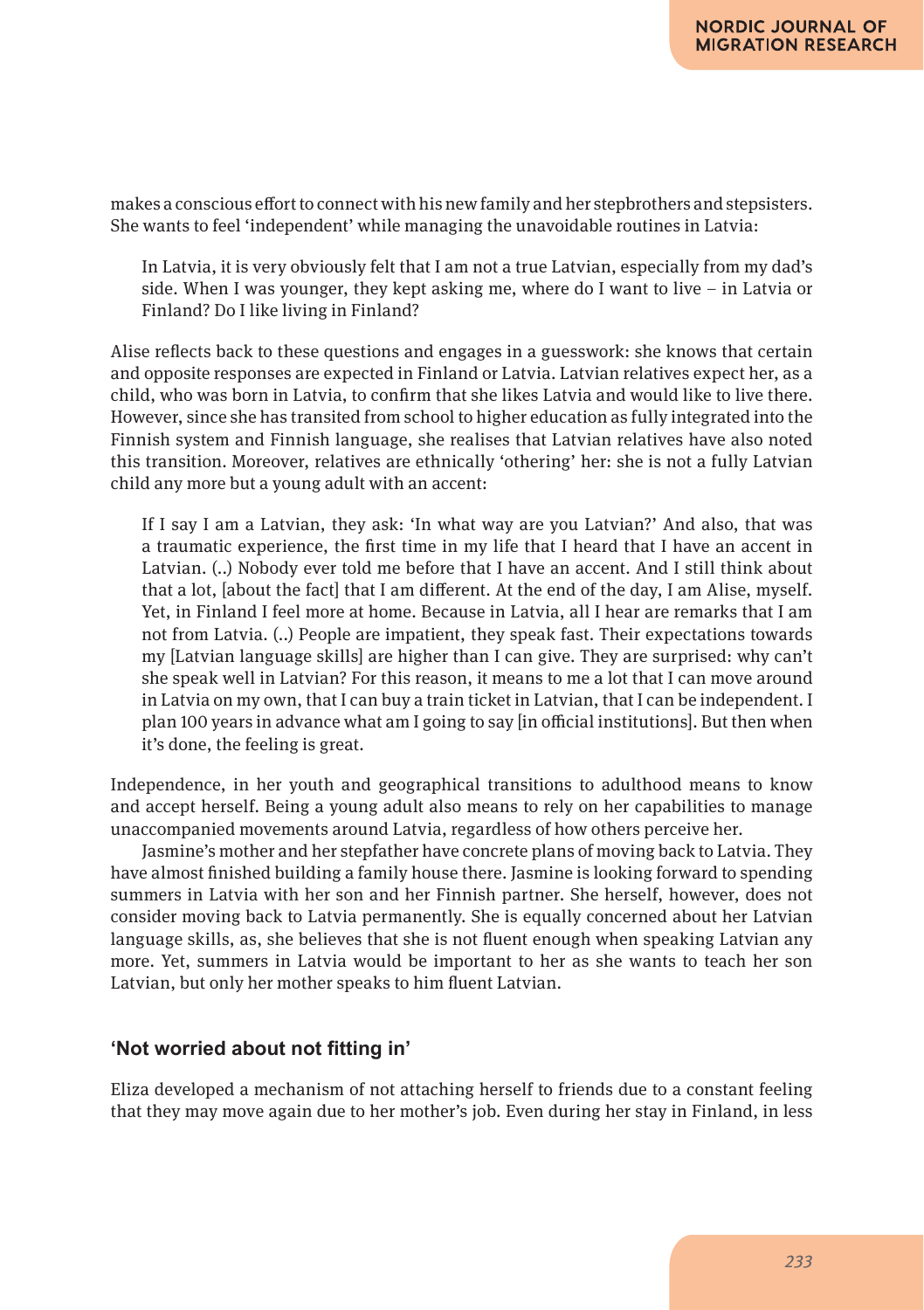makes a conscious effort to connect with his new family and her stepbrothers and stepsisters. She wants to feel 'independent' while managing the unavoidable routines in Latvia:

> In Latvia, it is very obviously felt that I am not a true Latvian, especially from my dad's side. When I was younger, they kept asking me, where do I want to live – in Latvia or Finland? Do I like living in Finland?

Alise reflects back to these questions and engages in a guesswork: she knows that certain and opposite responses are expected in Finland or Latvia. Latvian relatives expect her, as a child, who was born in Latvia, to confirm that she likes Latvia and would like to live there. However, since she has transited from school to higher education as fully integrated into the Finnish system and Finnish language, she realises that Latvian relatives have also noted this transition. Moreover, relatives are ethnically 'othering' her: she is not a fully Latvian child any more but a young adult with an accent:

> If I say I am a Latvian, they ask: 'In what way are you Latvian?' And also, that was a traumatic experience, the first time in my life that I heard that I have an accent in Latvian. (..) Nobody ever told me before that I have an accent. And I still think about that a lot, [about the fact] that I am different. At the end of the day, I am Alise, myself. Yet, in Finland I feel more at home. Because in Latvia, all I hear are remarks that I am not from Latvia. (..) People are impatient, they speak fast. Their expectations towards my [Latvian language skills] are higher than I can give. They are surprised: why can't she speak well in Latvian? For this reason, it means to me a lot that I can move around in Latvia on my own, that I can buy a train ticket in Latvian, that I can be independent. I plan 100 years in advance what am I going to say [in official institutions]. But then when it's done, the feeling is great.

Independence, in her youth and geographical transitions to adulthood means to know and accept herself. Being a young adult also means to rely on her capabilities to manage unaccompanied movements around Latvia, regardless of how others perceive her.

Jasmine's mother and her stepfather have concrete plans of moving back to Latvia. They have almost finished building a family house there. Jasmine is looking forward to spending summers in Latvia with her son and her Finnish partner. She herself, however, does not consider moving back to Latvia permanently. She is equally concerned about her Latvian language skills, as, she believes that she is not fluent enough when speaking Latvian any more. Yet, summers in Latvia would be important to her as she wants to teach her son Latvian, but only her mother speaks to him fluent Latvian.

### 'Not worried about not fitting in'

Eliza developed a mechanism of not attaching herself to friends due to a constant feeling that they may move again due to her mother's job. Even during her stay in Finland, in less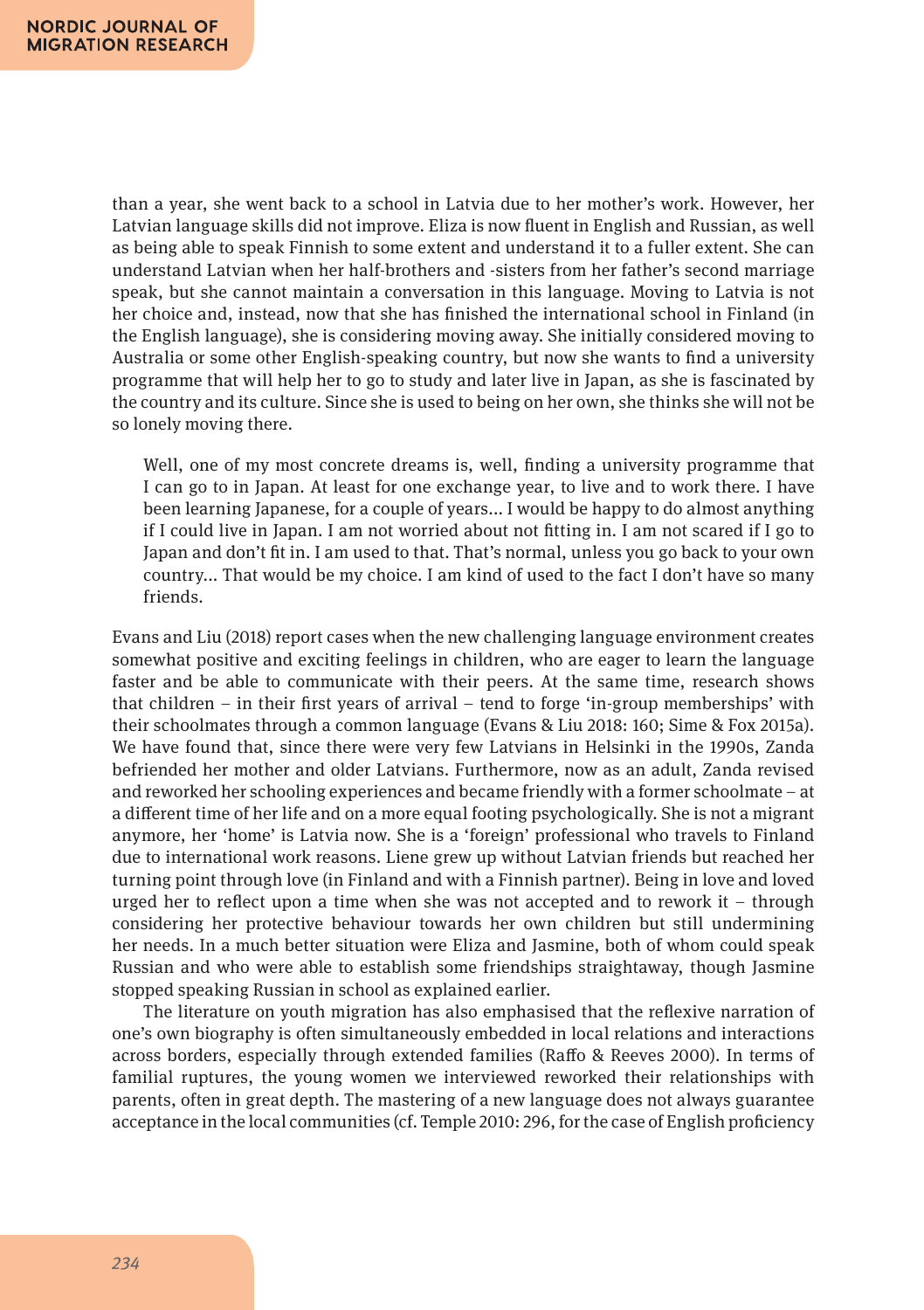than a year, she went back to a school in Latvia due to her mother's work. However, her Latvian language skills did not improve. Eliza is now fluent in English and Russian, as well as being able to speak Finnish to some extent and understand it to a fuller extent. She can understand Latvian when her half-brothers and -sisters from her father's second marriage speak, but she cannot maintain a conversation in this language. Moving to Latvia is not her choice and, instead, now that she has finished the international school in Finland (in the English language), she is considering moving away. She initially considered moving to Australia or some other English-speaking country, but now she wants to find a university programme that will help her to go to study and later live in Japan, as she is fascinated by the country and its culture. Since she is used to being on her own, she thinks she will not be so lonely moving there.

> Well, one of my most concrete dreams is, well, finding a university programme that I can go to in Japan. At least for one exchange year, to live and to work there. I have been learning Japanese, for a couple of years... I would be happy to do almost anything if I could live in Japan. I am not worried about not fitting in. I am not scared if I go to Japan and don't fit in. I am used to that. That's normal, unless you go back to your own country... That would be my choice. I am kind of used to the fact I don't have so many friends.

Evans and Liu (2018) report cases when the new challenging language environment creates somewhat positive and exciting feelings in children, who are eager to learn the language faster and be able to communicate with their peers. At the same time, research shows that children – in their first years of arrival – tend to forge 'in-group memberships' with their schoolmates through a common language (Evans & Liu 2018: 160; Sime & Fox 2015a). We have found that, since there were very few Latvians in Helsinki in the 1990s, Zanda befriended her mother and older Latvians. Furthermore, now as an adult, Zanda revised and reworked her schooling experiences and became friendly with a former schoolmate – at a different time of her life and on a more equal footing psychologically. She is not a migrant anymore, her 'home' is Latvia now. She is a 'foreign' professional who travels to Finland due to international work reasons. Liene grew up without Latvian friends but reached her turning point through love (in Finland and with a Finnish partner). Being in love and loved urged her to reflect upon a time when she was not accepted and to rework it – through considering her protective behaviour towards her own children but still undermining her needs. In a much better situation were Eliza and Jasmine, both of whom could speak Russian and who were able to establish some friendships straightaway, though Jasmine stopped speaking Russian in school as explained earlier.

The literature on youth migration has also emphasised that the reflexive narration of one's own biography is often simultaneously embedded in local relations and interactions across borders, especially through extended families (Raffo & Reeves 2000). In terms of familial ruptures, the young women we interviewed reworked their relationships with parents, often in great depth. The mastering of a new language does not always guarantee acceptance in the local communities (cf. Temple 2010: 296, for the case of English proficiency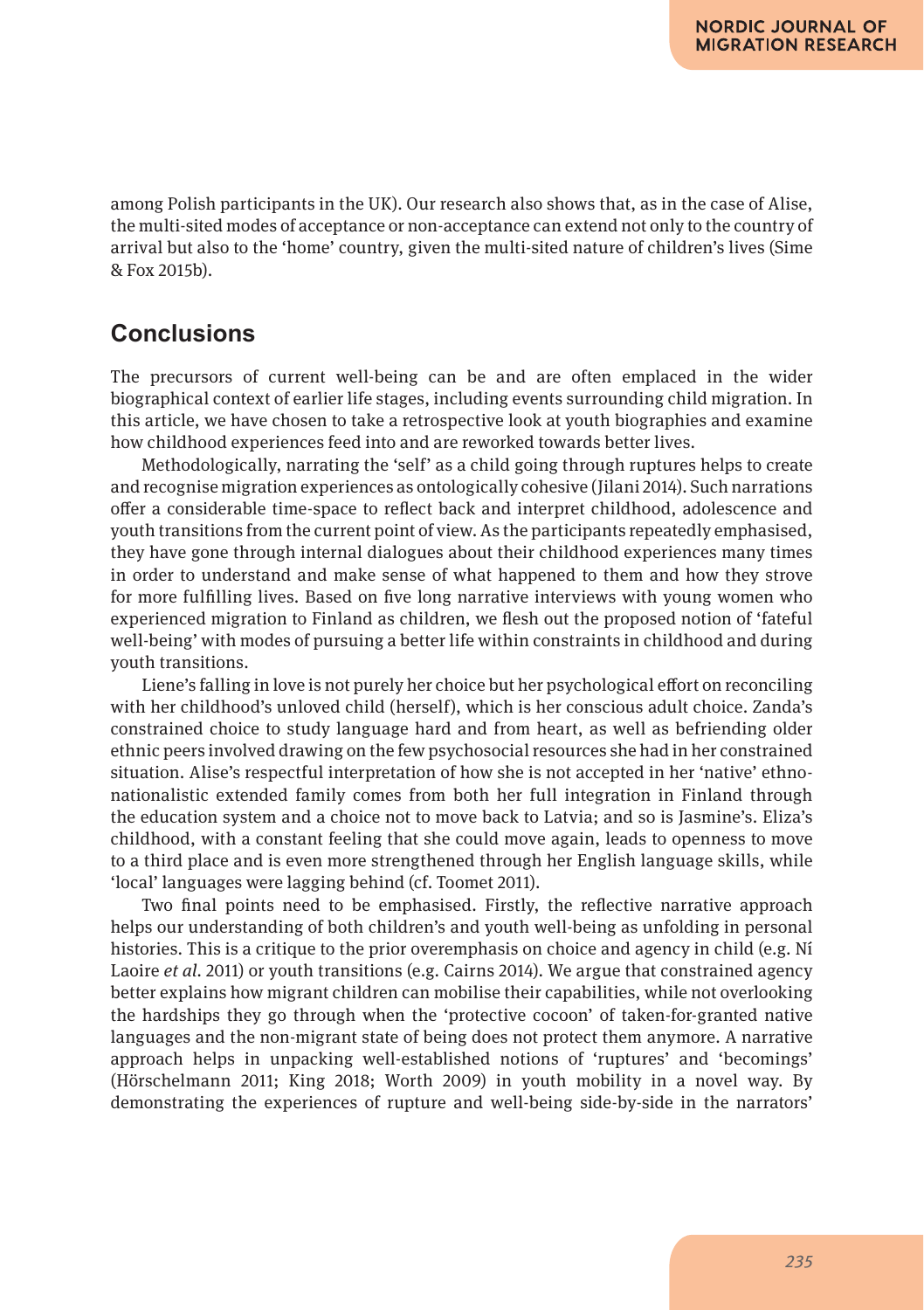among Polish participants in the UK). Our research also shows that, as in the case of Alise, the multi-sited modes of acceptance or non-acceptance can extend not only to the country of arrival but also to the 'home' country, given the multi-sited nature of children's lives (Sime & Fox 2015b).

## Conclusions

The precursors of current well-being can be and are often emplaced in the wider biographical context of earlier life stages, including events surrounding child migration. In this article, we have chosen to take a retrospective look at youth biographies and examine how childhood experiences feed into and are reworked towards better lives.

Methodologically, narrating the 'self' as a child going through ruptures helps to create and recognise migration experiences as ontologically cohesive (Jilani 2014). Such narrations offer a considerable time-space to reflect back and interpret childhood, adolescence and youth transitions from the current point of view. As the participants repeatedly emphasised, they have gone through internal dialogues about their childhood experiences many times in order to understand and make sense of what happened to them and how they strove for more fulfilling lives. Based on five long narrative interviews with young women who experienced migration to Finland as children, we flesh out the proposed notion of 'fateful well-being' with modes of pursuing a better life within constraints in childhood and during youth transitions.

Liene's falling in love is not purely her choice but her psychological effort on reconciling with her childhood's unloved child (herself), which is her conscious adult choice. Zanda's constrained choice to study language hard and from heart, as well as befriending older ethnic peers involved drawing on the few psychosocial resources she had in her constrained situation. Alise's respectful interpretation of how she is not accepted in her 'native' ethno-nationalistic extended family comes from both her full integration in Finland through the education system and a choice not to move back to Latvia; and so is Jasmine's. Eliza's childhood, with a constant feeling that she could move again, leads to openness to move to a third place and is even more strengthened through her English language skills, while 'local' languages were lagging behind (cf. Toomet 2011).

Two final points need to be emphasised. Firstly, the reflective narrative approach helps our understanding of both children's and youth well-being as unfolding in personal histories. This is a critique to the prior overemphasis on choice and agency in child (e.g. Ní Laoire *et al.* 2011) or youth transitions (e.g. Cairns 2014). We argue that constrained agency better explains how migrant children can mobilise their capabilities, while not overlooking the hardships they go through when the 'protective cocoon' of taken-for-granted native languages and the non-migrant state of being does not protect them anymore. A narrative approach helps in unpacking well-established notions of 'ruptures' and 'becomings' (Hörschelmann 2011; King 2018; Worth 2009) in youth mobility in a novel way. By demonstrating the experiences of rupture and well-being side-by-side in the narrators'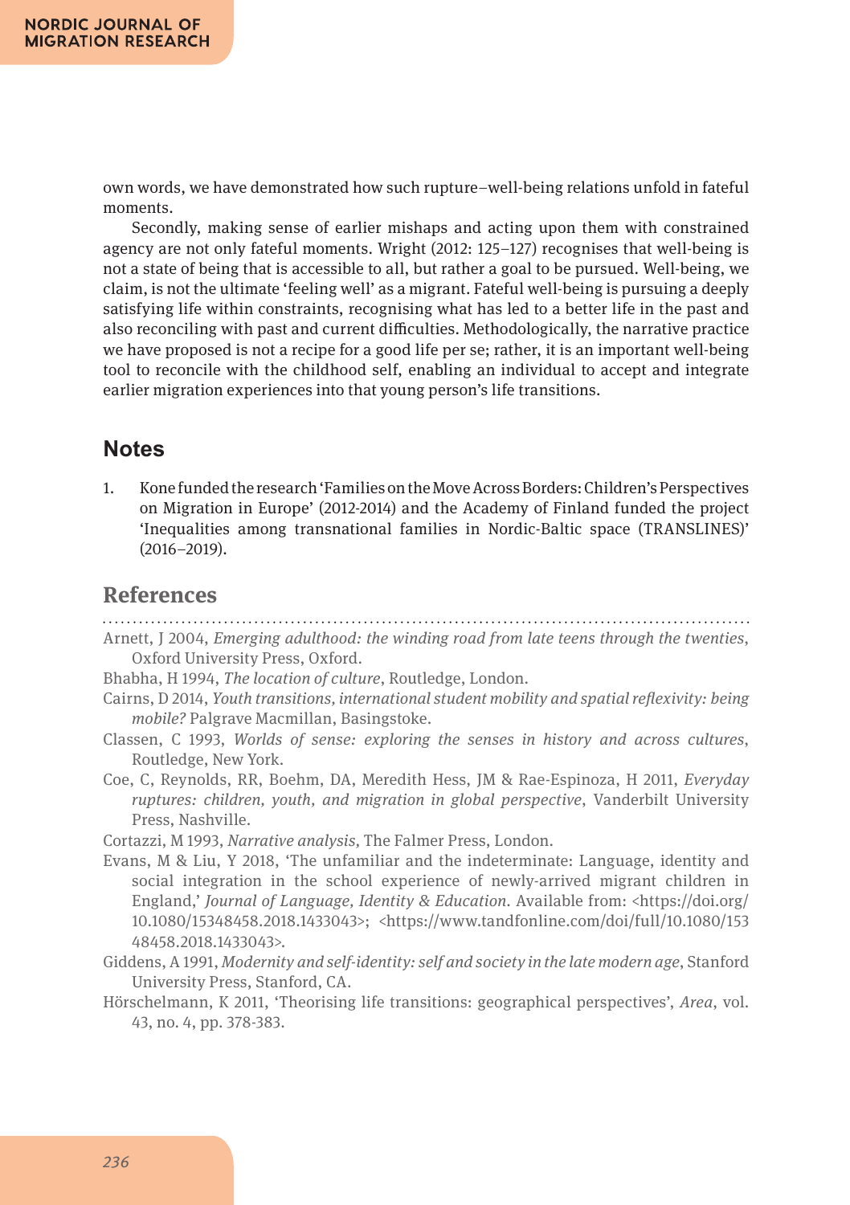own words, we have demonstrated how such rupture–well-being relations unfold in fateful moments.

Secondly, making sense of earlier mishaps and acting upon them with constrained agency are not only fateful moments. Wright (2012: 125–127) recognises that well-being is not a state of being that is accessible to all, but rather a goal to be pursued. Well-being, we claim, is not the ultimate 'feeling well' as a migrant. Fateful well-being is pursuing a deeply satisfying life within constraints, recognising what has led to a better life in the past and also reconciling with past and current difficulties. Methodologically, the narrative practice we have proposed is not a recipe for a good life per se; rather, it is an important well-being tool to reconcile with the childhood self, enabling an individual to accept and integrate earlier migration experiences into that young person's life transitions.

## Notes

1. Kone funded the research 'Families on the Move Across Borders: Children's Perspectives on Migration in Europe' (2012-2014) and the Academy of Finland funded the project 'Inequalities among transnational families in Nordic-Baltic space (TRANSLINES)' (2016–2019).

## References

Arnett, J 2004, *Emerging adulthood: the winding road from late teens through the twenties*, Oxford University Press, Oxford.

Bhabha, H 1994, *The location of culture*, Routledge, London.

Cairns, D 2014, *Youth transitions, international student mobility and spatial reflexivity: being mobile?* Palgrave Macmillan, Basingstoke.

Classen, C 1993, *Worlds of sense: exploring the senses in history and across cultures*, Routledge, New York.

Coe, C, Reynolds, RR, Boehm, DA, Meredith Hess, JM & Rae-Espinoza, H 2011, *Everyday ruptures: children, youth, and migration in global perspective*, Vanderbilt University Press, Nashville.

Cortazzi, M 1993, *Narrative analysis,* The Falmer Press, London.

Evans, M & Liu, Y 2018, 'The unfamiliar and the indeterminate: Language, identity and social integration in the school experience of newly-arrived migrant children in England,' *Journal of Language, Identity & Education*. Available from: <https://doi.org/10.1080/15348458.2018.1433043>; <https://www.tandfonline.com/doi/full/10.1080/15348458.2018.1433043>.

Giddens, A 1991, *Modernity and self-identity: self and society in the late modern age*, Stanford University Press, Stanford, CA.

Hörschelmann, K 2011, 'Theorising life transitions: geographical perspectives', *Area*, vol. 43, no. 4, pp. 378-383.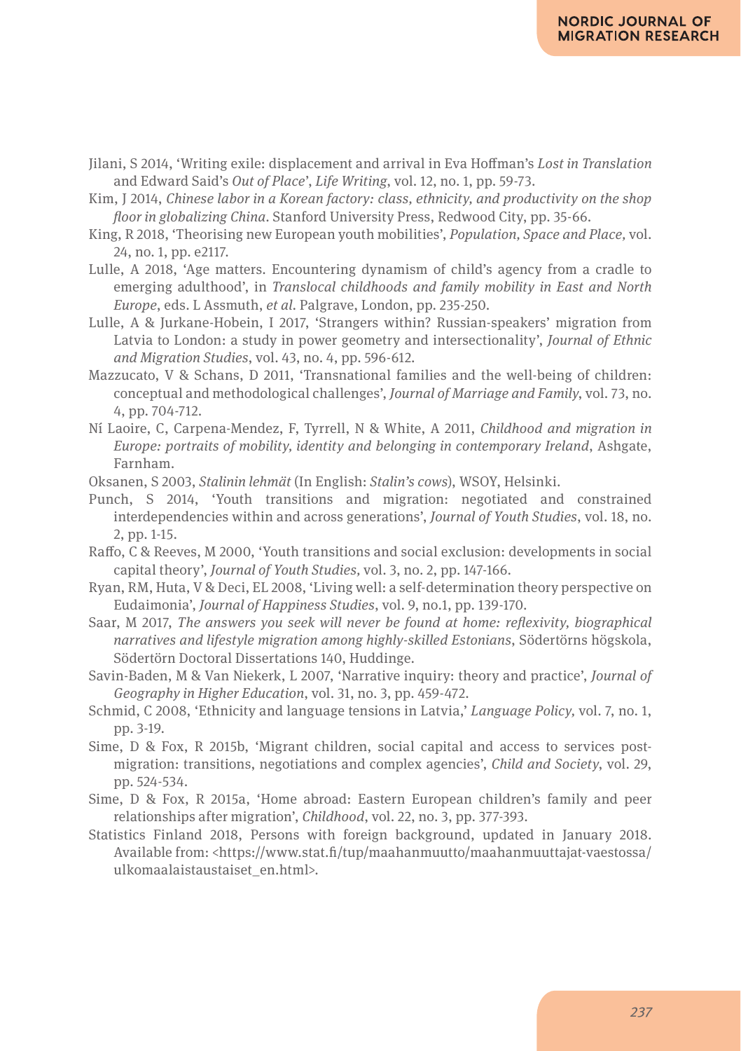Jilani, S 2014, 'Writing exile: displacement and arrival in Eva Hoffman's *Lost in Translation* and Edward Said's *Out of Place*', *Life Writing*, vol. 12, no. 1, pp. 59-73.

Kim, J 2014, *Chinese labor in a Korean factory: class, ethnicity, and productivity on the shop floor in globalizing China*. Stanford University Press, Redwood City, pp. 35-66.

King, R 2018, 'Theorising new European youth mobilities', *Population, Space and Place,* vol. 24, no. 1, pp. e2117.

Lulle, A 2018, 'Age matters. Encountering dynamism of child's agency from a cradle to emerging adulthood', in *Translocal childhoods and family mobility in East and North Europe*, eds. L Assmuth, *et al*. Palgrave, London, pp. 235-250.

Lulle, A & Jurkane-Hobein, I 2017, 'Strangers within? Russian-speakers' migration from Latvia to London: a study in power geometry and intersectionality', *Journal of Ethnic and Migration Studies*, vol. 43, no. 4, pp. 596-612.

Mazzucato, V & Schans, D 2011, 'Transnational families and the well-being of children: conceptual and methodological challenges', *Journal of Marriage and Family*, vol. 73, no. 4, pp. 704-712.

Ní Laoire, C, Carpena-Mendez, F, Tyrrell, N & White, A 2011, *Childhood and migration in Europe: portraits of mobility, identity and belonging in contemporary Ireland*, Ashgate, Farnham.

Oksanen, S 2003, *Stalinin lehmät* (In English: *Stalin's cows*), WSOY, Helsinki.

Punch, S 2014, 'Youth transitions and migration: negotiated and constrained interdependencies within and across generations', *Journal of Youth Studies*, vol. 18, no. 2, pp. 1-15.

Raffo, C & Reeves, M 2000, 'Youth transitions and social exclusion: developments in social capital theory', *Journal of Youth Studies,* vol. 3, no. 2, pp. 147-166.

Ryan, RM, Huta, V & Deci, EL 2008, 'Living well: a self-determination theory perspective on Eudaimonia', *Journal of Happiness Studies*, vol. 9, no.1, pp. 139-170.

Saar, M 2017, *The answers you seek will never be found at home: reflexivity, biographical narratives and lifestyle migration among highly-skilled Estonians*, Södertörns högskola, Södertörn Doctoral Dissertations 140, Huddinge.

Savin-Baden, M & Van Niekerk, L 2007, 'Narrative inquiry: theory and practice', *Journal of Geography in Higher Education*, vol. 31, no. 3, pp. 459-472.

Schmid, C 2008, 'Ethnicity and language tensions in Latvia,' *Language Policy,* vol. 7, no. 1, pp. 3-19.

Sime, D & Fox, R 2015b, 'Migrant children, social capital and access to services post-migration: transitions, negotiations and complex agencies', *Child and Society*, vol. 29, pp. 524-534.

Sime, D & Fox, R 2015a, 'Home abroad: Eastern European children's family and peer relationships after migration', *Childhood*, vol. 22, no. 3, pp. 377-393.

Statistics Finland 2018, Persons with foreign background, updated in January 2018. Available from: <https://www.stat.fi/tup/maahanmuutto/maahanmuuttajat-vaestossa/ulkomaalaistaustaiset_en.html>.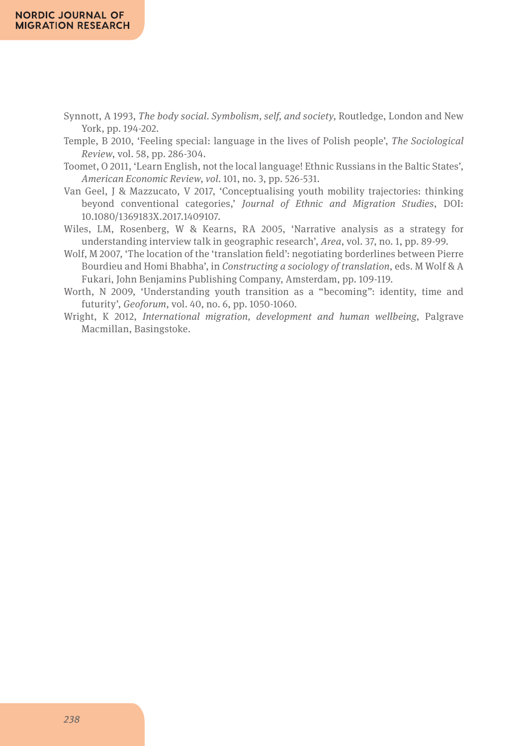Synnott, A 1993, *The body social. Symbolism, self, and society*, Routledge, London and New York, pp. 194-202.

Temple, B 2010, 'Feeling special: language in the lives of Polish people', *The Sociological Review*, vol. 58, pp. 286-304.

Toomet, O 2011, 'Learn English, not the local language! Ethnic Russians in the Baltic States', *American Economic Review*, *vol*. 101, no. 3, pp. 526-531.

Van Geel, J & Mazzucato, V 2017, 'Conceptualising youth mobility trajectories: thinking beyond conventional categories,' *Journal of Ethnic and Migration Studies*, DOI: 10.1080/1369183X.2017.1409107.

Wiles, LM, Rosenberg, W & Kearns, RA 2005, 'Narrative analysis as a strategy for understanding interview talk in geographic research', *Area*, vol. 37, no. 1, pp. 89-99.

Wolf, M 2007, 'The location of the 'translation field': negotiating borderlines between Pierre Bourdieu and Homi Bhabha', in *Constructing a sociology of translation*, eds. M Wolf & A Fukari, John Benjamins Publishing Company, Amsterdam, pp. 109-119.

Worth, N 2009, 'Understanding youth transition as a "becoming": identity, time and futurity', *Geoforum*, vol. 40, no. 6, pp. 1050-1060.

Wright, K 2012, *International migration, development and human wellbeing*, Palgrave Macmillan, Basingstoke.